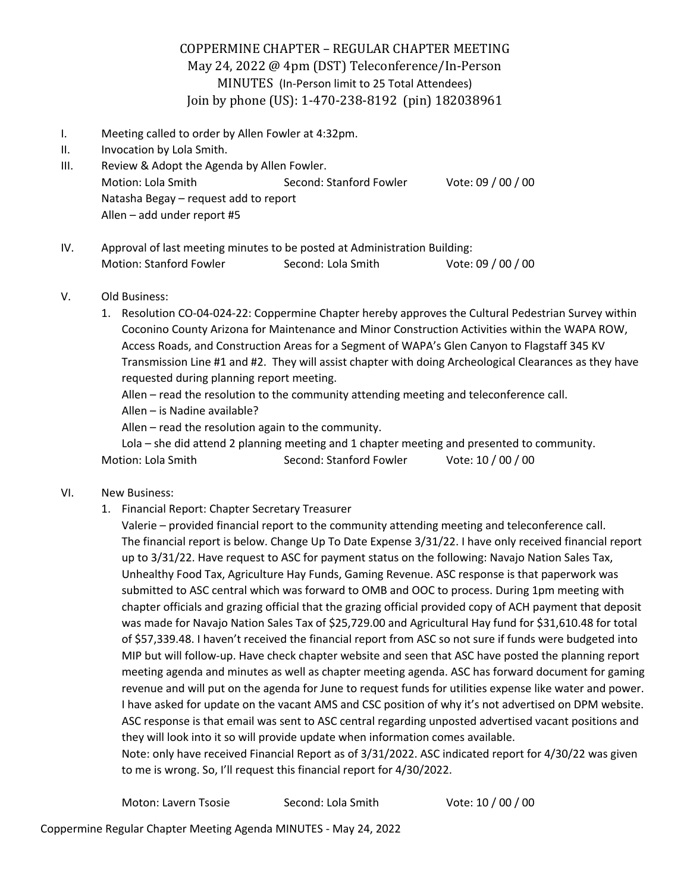# COPPERMINE CHAPTER – REGULAR CHAPTER MEETING

May 24, 2022 @ 4pm (DST) Teleconference/In-Person

MINUTES (In-Person limit to 25 Total Attendees)

Join by phone (US): 1-470-238-8192 (pin) 182038961

I. Meeting called to order by Allen Fowler at 4:32pm.

II. Invocation by Lola Smith.

III. Review & Adopt the Agenda by Allen Fowler.

Motion: Lola Smith Second: Stanford Fowler Vote: 09 / 00 / 00

Natasha Begay – request add to report

Allen – add under report #5

IV. Approval of last meeting minutes to be posted at Administration Building:

Motion: Stanford Fowler Second: Lola Smith Vote: 09 / 00 / 00

V. Old Business:

1. Resolution CO-04-024-22: Coppermine Chapter hereby approves the Cultural Pedestrian Survey within Coconino County Arizona for Maintenance and Minor Construction Activities within the WAPA ROW, Access Roads, and Construction Areas for a Segment of WAPA's Glen Canyon to Flagstaff 345 KV Transmission Line #1 and #2. They will assist chapter with doing Archeological Clearances as they have requested during planning report meeting.

   Allen – read the resolution to the community attending meeting and teleconference call.

   Allen – is Nadine available?

   Allen – read the resolution again to the community.

   Lola – she did attend 2 planning meeting and 1 chapter meeting and presented to community.

   Motion: Lola Smith Second: Stanford Fowler Vote: 10 / 00 / 00

VI. New Business:

1. Financial Report: Chapter Secretary Treasurer

   Valerie – provided financial report to the community attending meeting and teleconference call. The financial report is below. Change Up To Date Expense 3/31/22. I have only received financial report up to 3/31/22. Have request to ASC for payment status on the following: Navajo Nation Sales Tax, Unhealthy Food Tax, Agriculture Hay Funds, Gaming Revenue. ASC response is that paperwork was submitted to ASC central which was forward to OMB and OOC to process. During 1pm meeting with chapter officials and grazing official that the grazing official provided copy of ACH payment that deposit was made for Navajo Nation Sales Tax of $25,729.00 and Agricultural Hay fund for $31,610.48 for total of $57,339.48. I haven't received the financial report from ASC so not sure if funds were budgeted into MIP but will follow-up. Have check chapter website and seen that ASC have posted the planning report meeting agenda and minutes as well as chapter meeting agenda. ASC has forward document for gaming revenue and will put on the agenda for June to request funds for utilities expense like water and power. I have asked for update on the vacant AMS and CSC position of why it's not advertised on DPM website. ASC response is that email was sent to ASC central regarding unposted advertised vacant positions and they will look into it so will provide update when information comes available.

   Note: only have received Financial Report as of 3/31/2022. ASC indicated report for 4/30/22 was given to me is wrong. So, I'll request this financial report for 4/30/2022.

   Moton: Lavern Tsosie Second: Lola Smith Vote: 10 / 00 / 00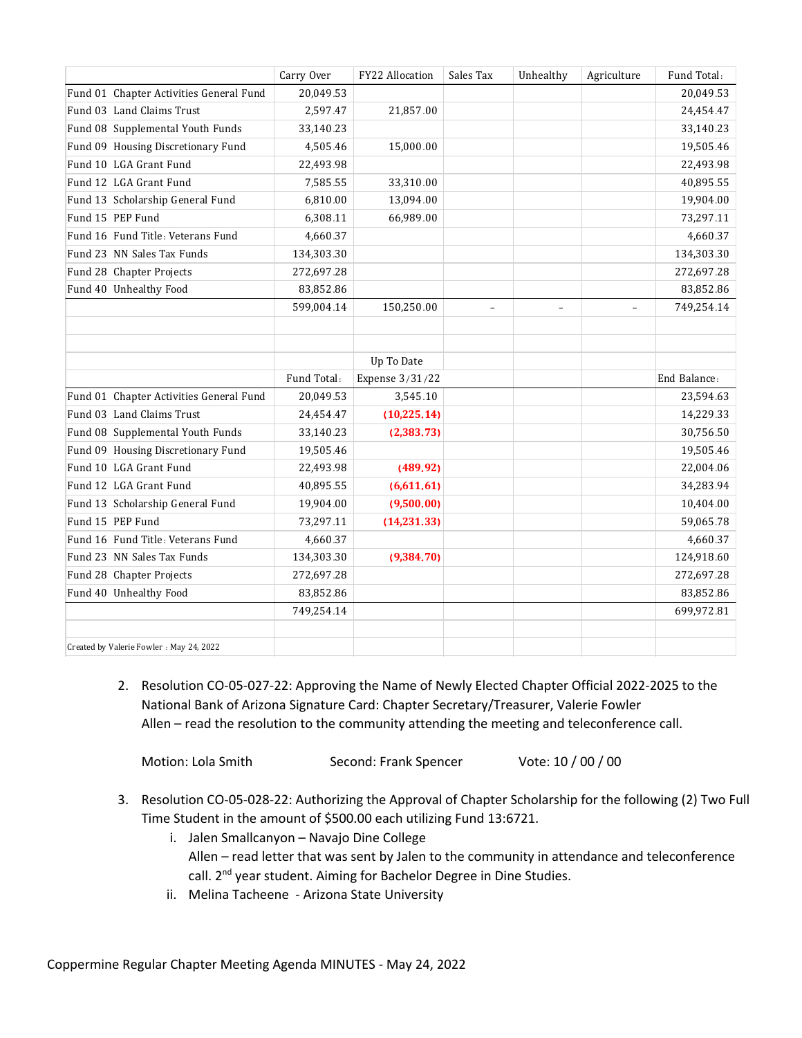| | Carry Over | FY22 Allocation | Sales Tax | Unhealthy | Agriculture | Fund Total: |
|---|---|---|---|---|---|---|
| Fund 01 Chapter Activities General Fund | 20,049.53 | | | | | 20,049.53 |
| Fund 03 Land Claims Trust | 2,597.47 | 21,857.00 | | | | 24,454.47 |
| Fund 08 Supplemental Youth Funds | 33,140.23 | | | | | 33,140.23 |
| Fund 09 Housing Discretionary Fund | 4,505.46 | 15,000.00 | | | | 19,505.46 |
| Fund 10 LGA Grant Fund | 22,493.98 | | | | | 22,493.98 |
| Fund 12 LGA Grant Fund | 7,585.55 | 33,310.00 | | | | 40,895.55 |
| Fund 13 Scholarship General Fund | 6,810.00 | 13,094.00 | | | | 19,904.00 |
| Fund 15 PEP Fund | 6,308.11 | 66,989.00 | | | | 73,297.11 |
| Fund 16 Fund Title: Veterans Fund | 4,660.37 | | | | | 4,660.37 |
| Fund 23 NN Sales Tax Funds | 134,303.30 | | | | | 134,303.30 |
| Fund 28 Chapter Projects | 272,697.28 | | | | | 272,697.28 |
| Fund 40 Unhealthy Food | 83,852.86 | | | | | 83,852.86 |
| | 599,004.14 | 150,250.00 | - | - | - | 749,254.14 |
| | | | | | | |
| | | | | | | |
| | | Up To Date | | | | |
| | Fund Total: | Expense 3/31/22 | | | | End Balance: |
| Fund 01 Chapter Activities General Fund | 20,049.53 | 3,545.10 | | | | 23,594.63 |
| Fund 03 Land Claims Trust | 24,454.47 | (10,225.14) | | | | 14,229.33 |
| Fund 08 Supplemental Youth Funds | 33,140.23 | (2,383.73) | | | | 30,756.50 |
| Fund 09 Housing Discretionary Fund | 19,505.46 | | | | | 19,505.46 |
| Fund 10 LGA Grant Fund | 22,493.98 | (489.92) | | | | 22,004.06 |
| Fund 12 LGA Grant Fund | 40,895.55 | (6,611.61) | | | | 34,283.94 |
| Fund 13 Scholarship General Fund | 19,904.00 | (9,500.00) | | | | 10,404.00 |
| Fund 15 PEP Fund | 73,297.11 | (14,231.33) | | | | 59,065.78 |
| Fund 16 Fund Title: Veterans Fund | 4,660.37 | | | | | 4,660.37 |
| Fund 23 NN Sales Tax Funds | 134,303.30 | (9,384.70) | | | | 124,918.60 |
| Fund 28 Chapter Projects | 272,697.28 | | | | | 272,697.28 |
| Fund 40 Unhealthy Food | 83,852.86 | | | | | 83,852.86 |
| | 749,254.14 | | | | | 699,972.81 |
| | | | | | | |
| Created by Valerie Fowler : May 24, 2022 | | | | | | |

2. Resolution CO-05-027-22: Approving the Name of Newly Elected Chapter Official 2022-2025 to the National Bank of Arizona Signature Card: Chapter Secretary/Treasurer, Valerie Fowler
   Allen – read the resolution to the community attending the meeting and teleconference call.

   Motion: Lola Smith &nbsp;&nbsp;&nbsp;&nbsp; Second: Frank Spencer &nbsp;&nbsp;&nbsp;&nbsp; Vote: 10 / 00 / 00

3. Resolution CO-05-028-22: Authorizing the Approval of Chapter Scholarship for the following (2) Two Full Time Student in the amount of $500.00 each utilizing Fund 13:6721.
   i. Jalen Smallcanyon – Navajo Dine College
      Allen – read letter that was sent by Jalen to the community in attendance and teleconference call. 2nd year student. Aiming for Bachelor Degree in Dine Studies.
   ii. Melina Tacheene - Arizona State University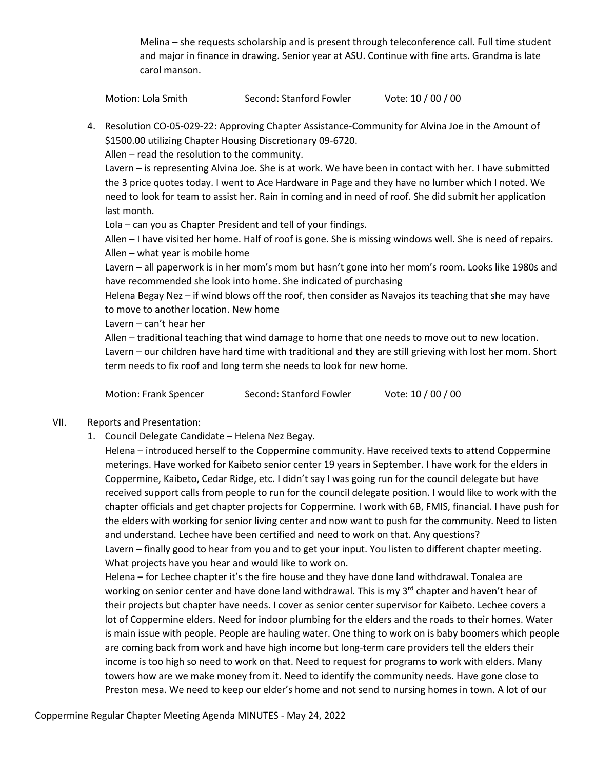Melina – she requests scholarship and is present through teleconference call. Full time student and major in finance in drawing. Senior year at ASU. Continue with fine arts. Grandma is late carol manson.

Motion: Lola Smith  Second: Stanford Fowler  Vote: 10 / 00 / 00

4. Resolution CO-05-029-22: Approving Chapter Assistance-Community for Alvina Joe in the Amount of $1500.00 utilizing Chapter Housing Discretionary 09-6720.

   Allen – read the resolution to the community.

   Lavern – is representing Alvina Joe. She is at work. We have been in contact with her. I have submitted the 3 price quotes today. I went to Ace Hardware in Page and they have no lumber which I noted. We need to look for team to assist her. Rain in coming and in need of roof. She did submit her application last month.

   Lola – can you as Chapter President and tell of your findings.

   Allen – I have visited her home. Half of roof is gone. She is missing windows well. She is need of repairs.

   Allen – what year is mobile home

   Lavern – all paperwork is in her mom's mom but hasn't gone into her mom's room. Looks like 1980s and have recommended she look into home. She indicated of purchasing

   Helena Begay Nez – if wind blows off the roof, then consider as Navajos its teaching that she may have to move to another location. New home

   Lavern – can't hear her

   Allen – traditional teaching that wind damage to home that one needs to move out to new location.

   Lavern – our children have hard time with traditional and they are still grieving with lost her mom. Short term needs to fix roof and long term she needs to look for new home.

   Motion: Frank Spencer  Second: Stanford Fowler  Vote: 10 / 00 / 00

VII. Reports and Presentation:

1. Council Delegate Candidate – Helena Nez Begay.

   Helena – introduced herself to the Coppermine community. Have received texts to attend Coppermine meterings. Have worked for Kaibeto senior center 19 years in September. I have work for the elders in Coppermine, Kaibeto, Cedar Ridge, etc. I didn't say I was going run for the council delegate but have received support calls from people to run for the council delegate position. I would like to work with the chapter officials and get chapter projects for Coppermine. I work with 6B, FMIS, financial. I have push for the elders with working for senior living center and now want to push for the community. Need to listen and understand. Lechee have been certified and need to work on that. Any questions?

   Lavern – finally good to hear from you and to get your input. You listen to different chapter meeting. What projects have you hear and would like to work on.

   Helena – for Lechee chapter it's the fire house and they have done land withdrawal. Tonalea are working on senior center and have done land withdrawal. This is my 3rd chapter and haven't hear of their projects but chapter have needs. I cover as senior center supervisor for Kaibeto. Lechee covers a lot of Coppermine elders. Need for indoor plumbing for the elders and the roads to their homes. Water is main issue with people. People are hauling water. One thing to work on is baby boomers which people are coming back from work and have high income but long-term care providers tell the elders their income is too high so need to work on that. Need to request for programs to work with elders. Many towers how are we make money from it. Need to identify the community needs. Have gone close to Preston mesa. We need to keep our elder's home and not send to nursing homes in town. A lot of our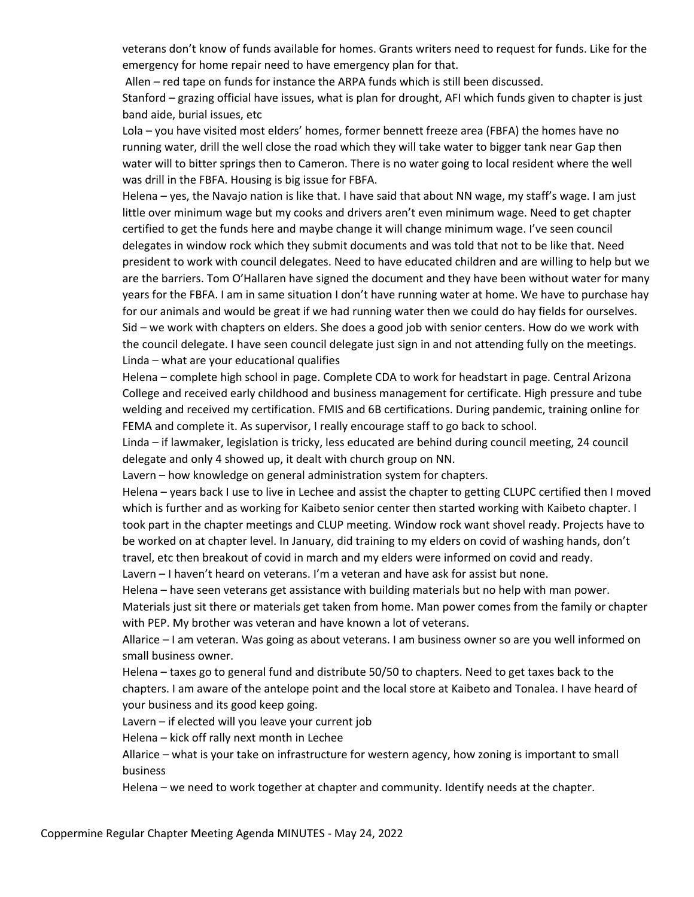veterans don't know of funds available for homes. Grants writers need to request for funds. Like for the emergency for home repair need to have emergency plan for that.

Allen – red tape on funds for instance the ARPA funds which is still been discussed.

Stanford – grazing official have issues, what is plan for drought, AFI which funds given to chapter is just band aide, burial issues, etc

Lola – you have visited most elders' homes, former bennett freeze area (FBFA) the homes have no running water, drill the well close the road which they will take water to bigger tank near Gap then water will to bitter springs then to Cameron. There is no water going to local resident where the well was drill in the FBFA. Housing is big issue for FBFA.

Helena – yes, the Navajo nation is like that. I have said that about NN wage, my staff's wage. I am just little over minimum wage but my cooks and drivers aren't even minimum wage. Need to get chapter certified to get the funds here and maybe change it will change minimum wage. I've seen council delegates in window rock which they submit documents and was told that not to be like that. Need president to work with council delegates. Need to have educated children and are willing to help but we are the barriers. Tom O'Hallaren have signed the document and they have been without water for many years for the FBFA. I am in same situation I don't have running water at home. We have to purchase hay for our animals and would be great if we had running water then we could do hay fields for ourselves.

Sid – we work with chapters on elders. She does a good job with senior centers. How do we work with the council delegate. I have seen council delegate just sign in and not attending fully on the meetings.

Linda – what are your educational qualifies

Helena – complete high school in page. Complete CDA to work for headstart in page. Central Arizona College and received early childhood and business management for certificate. High pressure and tube welding and received my certification. FMIS and 6B certifications. During pandemic, training online for FEMA and complete it. As supervisor, I really encourage staff to go back to school.

Linda – if lawmaker, legislation is tricky, less educated are behind during council meeting, 24 council delegate and only 4 showed up, it dealt with church group on NN.

Lavern – how knowledge on general administration system for chapters.

Helena – years back I use to live in Lechee and assist the chapter to getting CLUPC certified then I moved which is further and as working for Kaibeto senior center then started working with Kaibeto chapter. I took part in the chapter meetings and CLUP meeting. Window rock want shovel ready. Projects have to be worked on at chapter level. In January, did training to my elders on covid of washing hands, don't travel, etc then breakout of covid in march and my elders were informed on covid and ready.

Lavern – I haven't heard on veterans. I'm a veteran and have ask for assist but none.

Helena – have seen veterans get assistance with building materials but no help with man power. Materials just sit there or materials get taken from home. Man power comes from the family or chapter with PEP. My brother was veteran and have known a lot of veterans.

Allarice – I am veteran. Was going as about veterans. I am business owner so are you well informed on small business owner.

Helena – taxes go to general fund and distribute 50/50 to chapters. Need to get taxes back to the chapters. I am aware of the antelope point and the local store at Kaibeto and Tonalea. I have heard of your business and its good keep going.

Lavern – if elected will you leave your current job

Helena – kick off rally next month in Lechee

Allarice – what is your take on infrastructure for western agency, how zoning is important to small business

Helena – we need to work together at chapter and community. Identify needs at the chapter.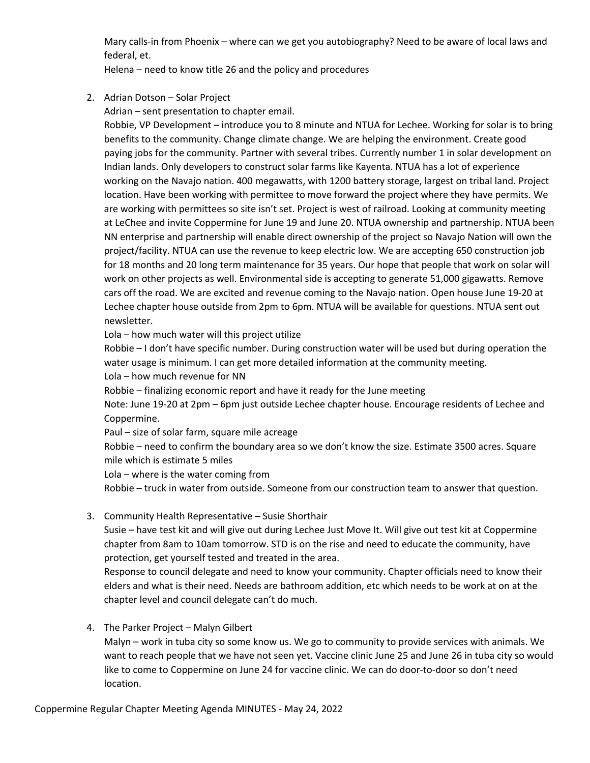Mary calls-in from Phoenix – where can we get you autobiography? Need to be aware of local laws and federal, et.

Helena – need to know title 26 and the policy and procedures

2. Adrian Dotson – Solar Project

   Adrian – sent presentation to chapter email.

   Robbie, VP Development – introduce you to 8 minute and NTUA for Lechee. Working for solar is to bring benefits to the community. Change climate change. We are helping the environment. Create good paying jobs for the community. Partner with several tribes. Currently number 1 in solar development on Indian lands. Only developers to construct solar farms like Kayenta. NTUA has a lot of experience working on the Navajo nation. 400 megawatts, with 1200 battery storage, largest on tribal land. Project location. Have been working with permittee to move forward the project where they have permits. We are working with permittees so site isn't set. Project is west of railroad. Looking at community meeting at LeChee and invite Coppermine for June 19 and June 20. NTUA ownership and partnership. NTUA been NN enterprise and partnership will enable direct ownership of the project so Navajo Nation will own the project/facility. NTUA can use the revenue to keep electric low. We are accepting 650 construction job for 18 months and 20 long term maintenance for 35 years. Our hope that people that work on solar will work on other projects as well. Environmental side is accepting to generate 51,000 gigawatts. Remove cars off the road. We are excited and revenue coming to the Navajo nation. Open house June 19-20 at Lechee chapter house outside from 2pm to 6pm. NTUA will be available for questions. NTUA sent out newsletter.

   Lola – how much water will this project utilize

   Robbie – I don't have specific number. During construction water will be used but during operation the water usage is minimum. I can get more detailed information at the community meeting.

   Lola – how much revenue for NN

   Robbie – finalizing economic report and have it ready for the June meeting

   Note: June 19-20 at 2pm – 6pm just outside Lechee chapter house. Encourage residents of Lechee and Coppermine.

   Paul – size of solar farm, square mile acreage

   Robbie – need to confirm the boundary area so we don't know the size. Estimate 3500 acres. Square mile which is estimate 5 miles

   Lola – where is the water coming from

   Robbie – truck in water from outside. Someone from our construction team to answer that question.

3. Community Health Representative – Susie Shorthair

   Susie – have test kit and will give out during Lechee Just Move It. Will give out test kit at Coppermine chapter from 8am to 10am tomorrow. STD is on the rise and need to educate the community, have protection, get yourself tested and treated in the area.

   Response to council delegate and need to know your community. Chapter officials need to know their elders and what is their need. Needs are bathroom addition, etc which needs to be work at on at the chapter level and council delegate can't do much.

4. The Parker Project – Malyn Gilbert

   Malyn – work in tuba city so some know us. We go to community to provide services with animals. We want to reach people that we have not seen yet. Vaccine clinic June 25 and June 26 in tuba city so would like to come to Coppermine on June 24 for vaccine clinic. We can do door-to-door so don't need location.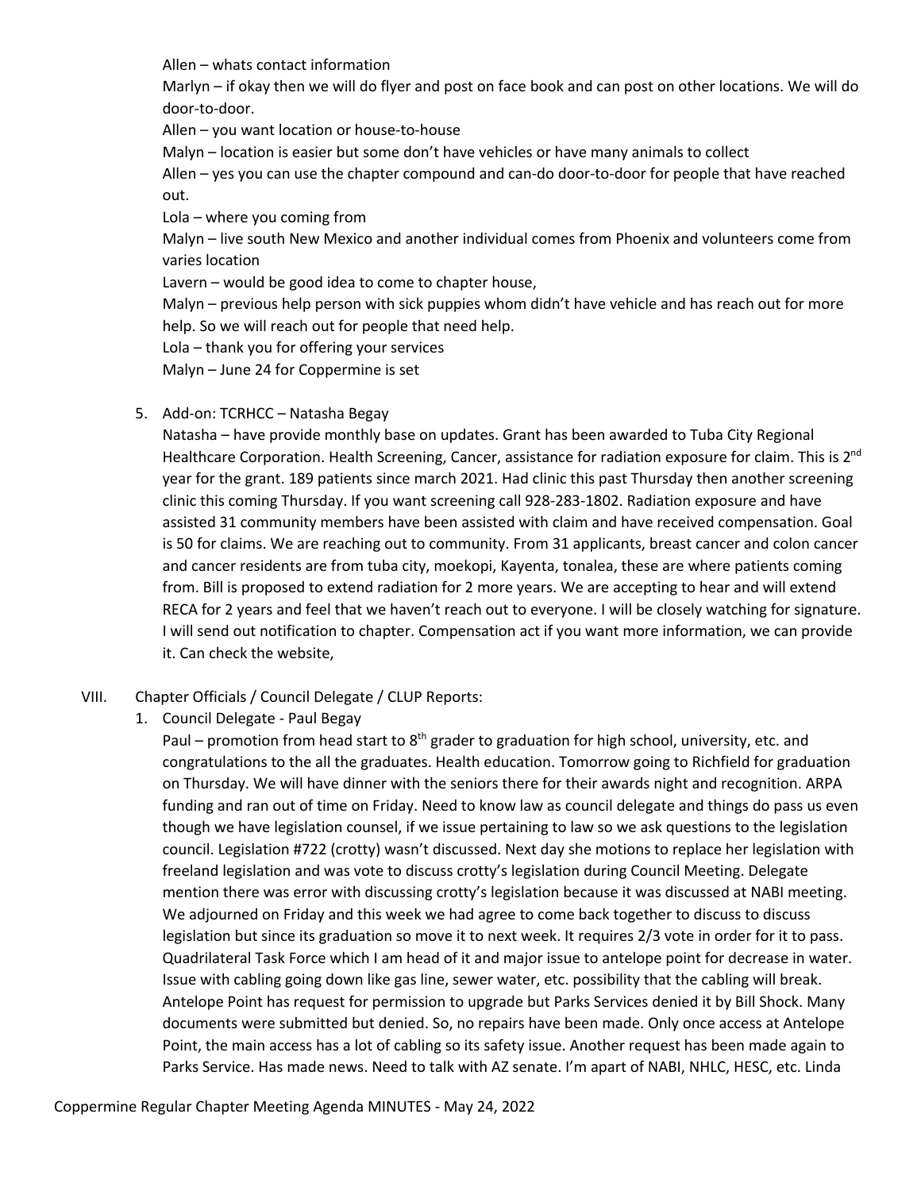Allen – whats contact information

Marlyn – if okay then we will do flyer and post on face book and can post on other locations. We will do door-to-door.

Allen – you want location or house-to-house

Malyn – location is easier but some don't have vehicles or have many animals to collect

Allen – yes you can use the chapter compound and can-do door-to-door for people that have reached out.

Lola – where you coming from

Malyn – live south New Mexico and another individual comes from Phoenix and volunteers come from varies location

Lavern – would be good idea to come to chapter house,

Malyn – previous help person with sick puppies whom didn't have vehicle and has reach out for more help. So we will reach out for people that need help.

Lola – thank you for offering your services

Malyn – June 24 for Coppermine is set

5. Add-on: TCRHCC – Natasha Begay

   Natasha – have provide monthly base on updates. Grant has been awarded to Tuba City Regional Healthcare Corporation. Health Screening, Cancer, assistance for radiation exposure for claim. This is 2nd year for the grant. 189 patients since march 2021. Had clinic this past Thursday then another screening clinic this coming Thursday. If you want screening call 928-283-1802. Radiation exposure and have assisted 31 community members have been assisted with claim and have received compensation. Goal is 50 for claims. We are reaching out to community. From 31 applicants, breast cancer and colon cancer and cancer residents are from tuba city, moekopi, Kayenta, tonalea, these are where patients coming from. Bill is proposed to extend radiation for 2 more years. We are accepting to hear and will extend RECA for 2 years and feel that we haven't reach out to everyone. I will be closely watching for signature. I will send out notification to chapter. Compensation act if you want more information, we can provide it. Can check the website,

VIII. Chapter Officials / Council Delegate / CLUP Reports:

1. Council Delegate - Paul Begay

   Paul – promotion from head start to 8th grader to graduation for high school, university, etc. and congratulations to the all the graduates. Health education. Tomorrow going to Richfield for graduation on Thursday. We will have dinner with the seniors there for their awards night and recognition. ARPA funding and ran out of time on Friday. Need to know law as council delegate and things do pass us even though we have legislation counsel, if we issue pertaining to law so we ask questions to the legislation council. Legislation #722 (crotty) wasn't discussed. Next day she motions to replace her legislation with freeland legislation and was vote to discuss crotty's legislation during Council Meeting. Delegate mention there was error with discussing crotty's legislation because it was discussed at NABI meeting. We adjourned on Friday and this week we had agree to come back together to discuss to discuss legislation but since its graduation so move it to next week. It requires 2/3 vote in order for it to pass. Quadrilateral Task Force which I am head of it and major issue to antelope point for decrease in water. Issue with cabling going down like gas line, sewer water, etc. possibility that the cabling will break. Antelope Point has request for permission to upgrade but Parks Services denied it by Bill Shock. Many documents were submitted but denied. So, no repairs have been made. Only once access at Antelope Point, the main access has a lot of cabling so its safety issue. Another request has been made again to Parks Service. Has made news. Need to talk with AZ senate. I'm apart of NABI, NHLC, HESC, etc. Linda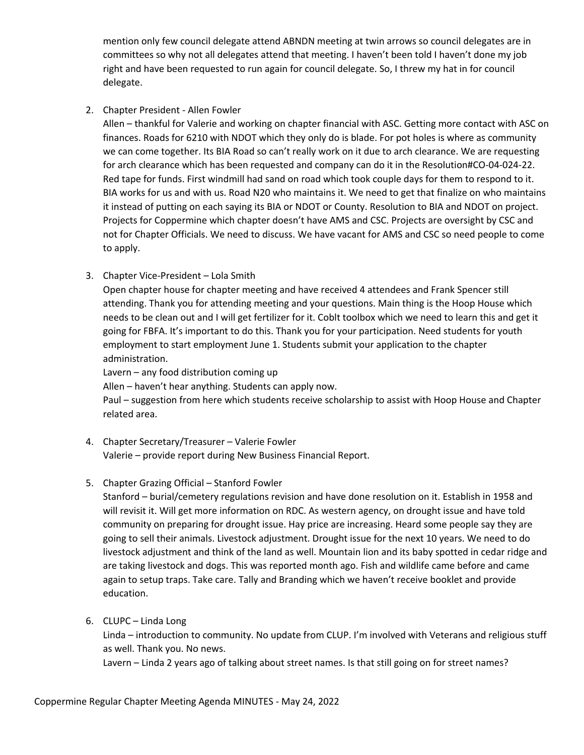mention only few council delegate attend ABNDN meeting at twin arrows so council delegates are in committees so why not all delegates attend that meeting. I haven't been told I haven't done my job right and have been requested to run again for council delegate. So, I threw my hat in for council delegate.

2. Chapter President - Allen Fowler
   Allen – thankful for Valerie and working on chapter financial with ASC. Getting more contact with ASC on finances. Roads for 6210 with NDOT which they only do is blade. For pot holes is where as community we can come together. Its BIA Road so can't really work on it due to arch clearance. We are requesting for arch clearance which has been requested and company can do it in the Resolution#CO-04-024-22. Red tape for funds. First windmill had sand on road which took couple days for them to respond to it. BIA works for us and with us. Road N20 who maintains it. We need to get that finalize on who maintains it instead of putting on each saying its BIA or NDOT or County. Resolution to BIA and NDOT on project. Projects for Coppermine which chapter doesn't have AMS and CSC. Projects are oversight by CSC and not for Chapter Officials. We need to discuss. We have vacant for AMS and CSC so need people to come to apply.

3. Chapter Vice-President – Lola Smith
   Open chapter house for chapter meeting and have received 4 attendees and Frank Spencer still attending. Thank you for attending meeting and your questions. Main thing is the Hoop House which needs to be clean out and I will get fertilizer for it. Coblt toolbox which we need to learn this and get it going for FBFA. It's important to do this. Thank you for your participation. Need students for youth employment to start employment June 1. Students submit your application to the chapter administration.
   Lavern – any food distribution coming up
   Allen – haven't hear anything. Students can apply now.
   Paul – suggestion from here which students receive scholarship to assist with Hoop House and Chapter related area.

4. Chapter Secretary/Treasurer – Valerie Fowler
   Valerie – provide report during New Business Financial Report.

5. Chapter Grazing Official – Stanford Fowler
   Stanford – burial/cemetery regulations revision and have done resolution on it. Establish in 1958 and will revisit it. Will get more information on RDC. As western agency, on drought issue and have told community on preparing for drought issue. Hay price are increasing. Heard some people say they are going to sell their animals. Livestock adjustment. Drought issue for the next 10 years. We need to do livestock adjustment and think of the land as well. Mountain lion and its baby spotted in cedar ridge and are taking livestock and dogs. This was reported month ago. Fish and wildlife came before and came again to setup traps. Take care. Tally and Branding which we haven't receive booklet and provide education.

6. CLUPC – Linda Long
   Linda – introduction to community. No update from CLUP. I'm involved with Veterans and religious stuff as well. Thank you. No news.
   Lavern – Linda 2 years ago of talking about street names. Is that still going on for street names?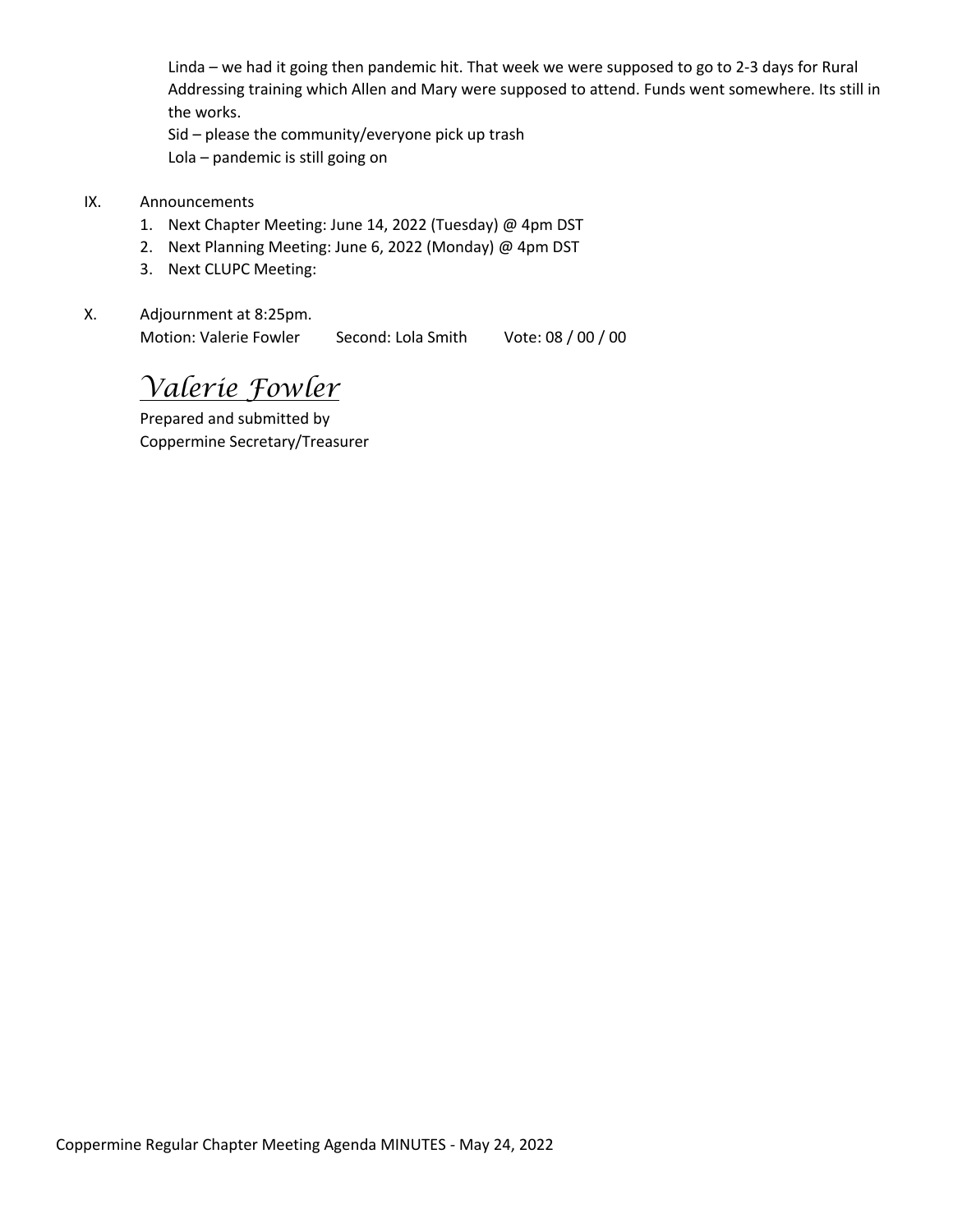Linda – we had it going then pandemic hit. That week we were supposed to go to 2-3 days for Rural Addressing training which Allen and Mary were supposed to attend. Funds went somewhere. Its still in the works.
Sid – please the community/everyone pick up trash
Lola – pandemic is still going on

IX. Announcements

1. Next Chapter Meeting: June 14, 2022 (Tuesday) @ 4pm DST
2. Next Planning Meeting: June 6, 2022 (Monday) @ 4pm DST
3. Next CLUPC Meeting:

X. Adjournment at 8:25pm.
Motion: Valerie Fowler   Second: Lola Smith   Vote: 08 / 00 / 00

*Valerie Fowler*

Prepared and submitted by
Coppermine Secretary/Treasurer